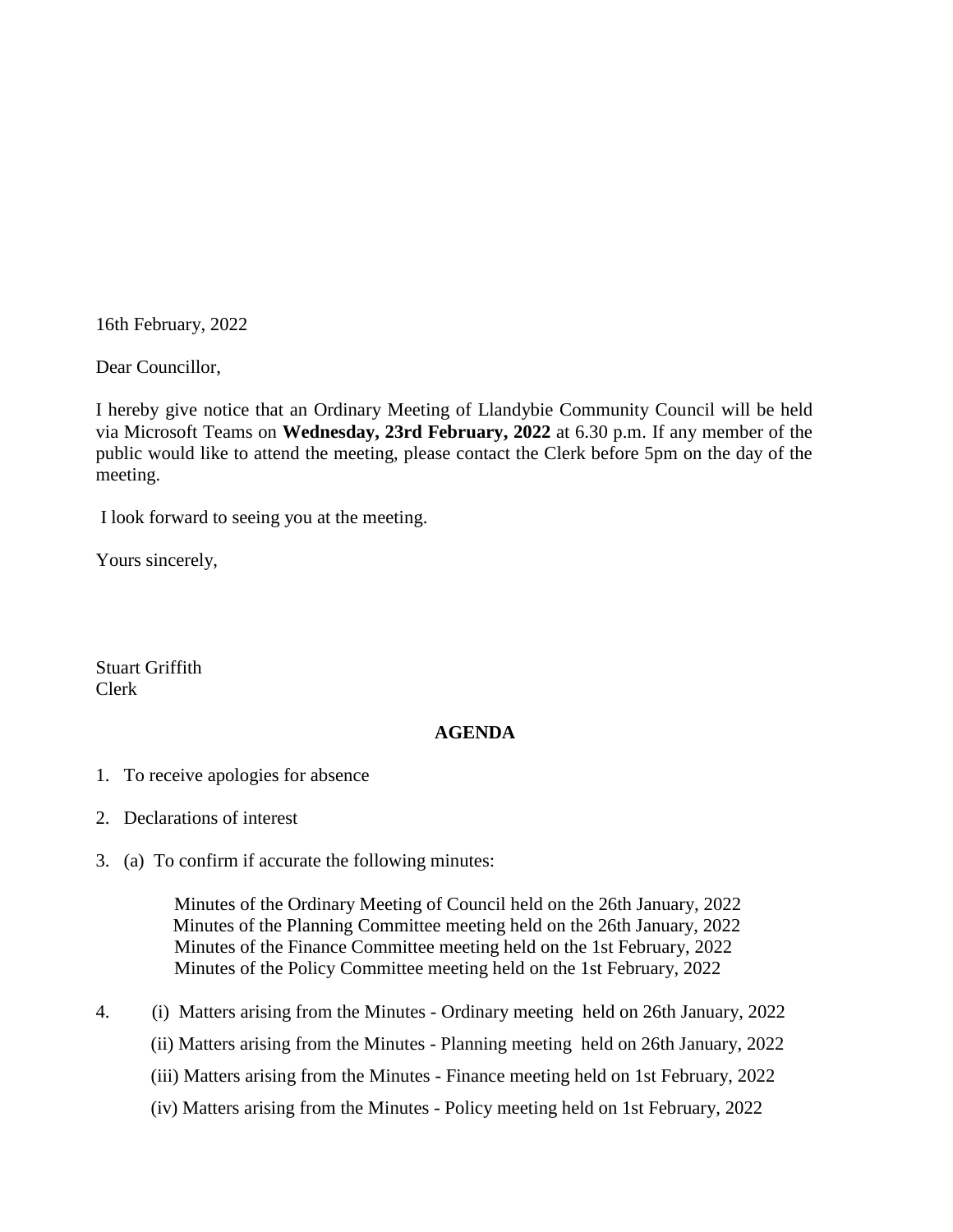16th February, 2022

Dear Councillor,

I hereby give notice that an Ordinary Meeting of Llandybie Community Council will be held via Microsoft Teams on **Wednesday, 23rd February, 2022** at 6.30 p.m. If any member of the public would like to attend the meeting, please contact the Clerk before 5pm on the day of the meeting.

I look forward to seeing you at the meeting.

Yours sincerely,

Stuart Griffith
Clerk

**AGENDA**

1. To receive apologies for absence

2. Declarations of interest

3. (a) To confirm if accurate the following minutes:

   Minutes of the Ordinary Meeting of Council held on the 26th January, 2022
   Minutes of the Planning Committee meeting held on the 26th January, 2022
   Minutes of the Finance Committee meeting held on the 1st February, 2022
   Minutes of the Policy Committee meeting held on the 1st February, 2022

4. (i) Matters arising from the Minutes - Ordinary meeting held on 26th January, 2022

   (ii) Matters arising from the Minutes - Planning meeting held on 26th January, 2022

   (iii) Matters arising from the Minutes - Finance meeting held on 1st February, 2022

   (iv) Matters arising from the Minutes - Policy meeting held on 1st February, 2022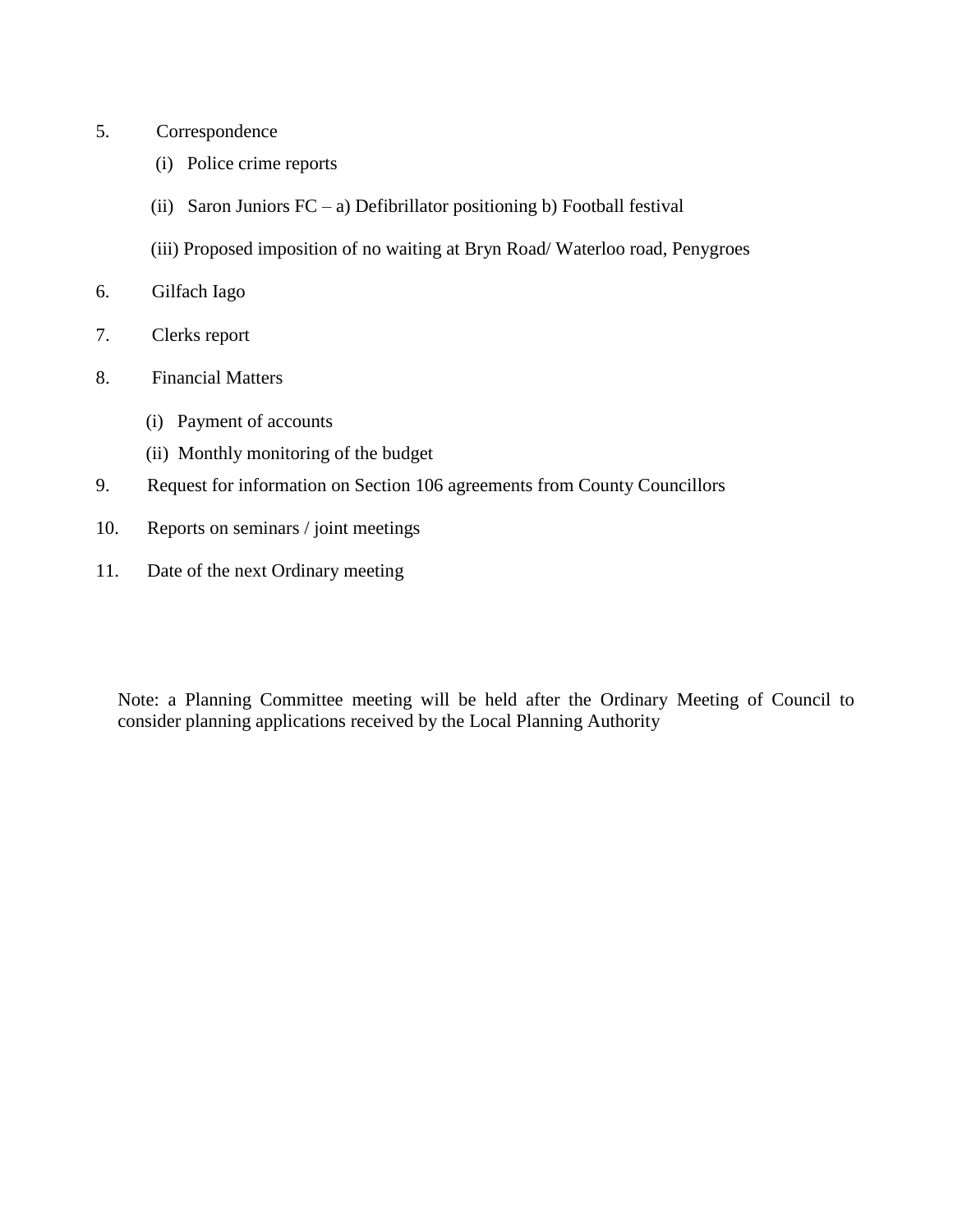5. Correspondence
   - (i) Police crime reports
   - (ii) Saron Juniors FC – a) Defibrillator positioning b) Football festival
   - (iii) Proposed imposition of no waiting at Bryn Road/ Waterloo road, Penygroes
6. Gilfach Iago
7. Clerks report
8. Financial Matters
   - (i) Payment of accounts
   - (ii) Monthly monitoring of the budget
9. Request for information on Section 106 agreements from County Councillors
10. Reports on seminars / joint meetings
11. Date of the next Ordinary meeting

Note: a Planning Committee meeting will be held after the Ordinary Meeting of Council to consider planning applications received by the Local Planning Authority